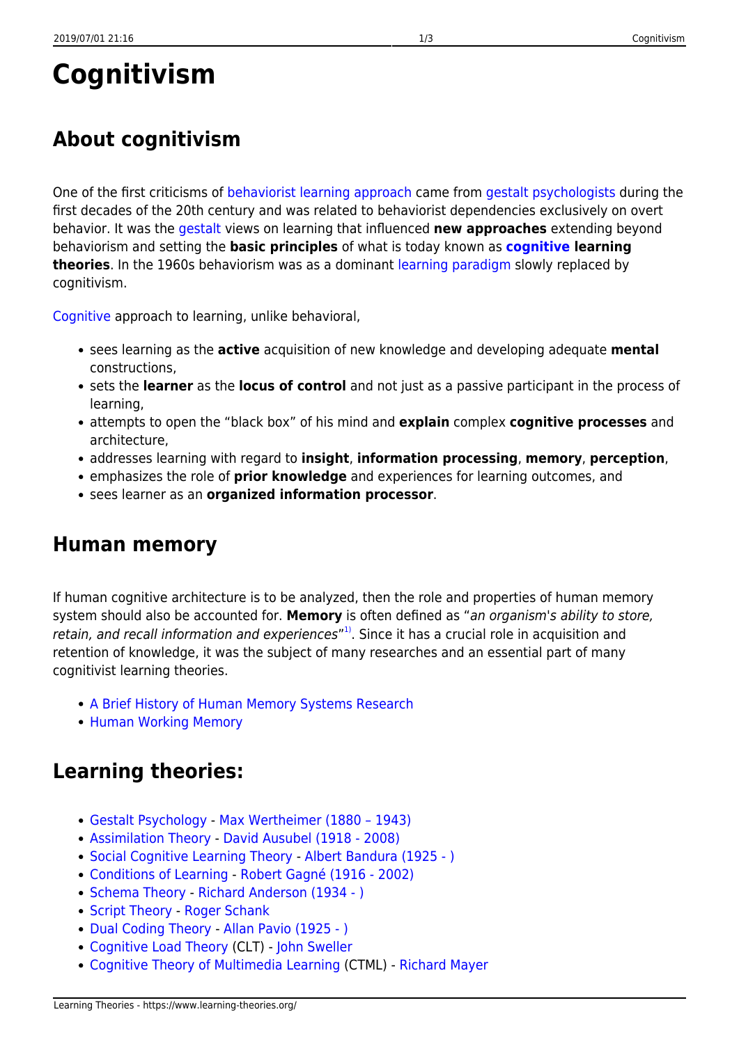# Cognitivism

## About cognitivism

One of the first criticisms of behaviorist learning approach came from gestalt psychologists during the first decades of the 20th century and was related to behaviorist dependencies exclusively on overt behavior. It was the gestalt views on learning that influenced **new approaches** extending beyond behaviorism and setting the **basic principles** of what is today known as **cognitive learning theories**. In the 1960s behaviorism was as a dominant learning paradigm slowly replaced by cognitivism.

Cognitive approach to learning, unlike behavioral,

- sees learning as the **active** acquisition of new knowledge and developing adequate **mental** constructions,
- sets the **learner** as the **locus of control** and not just as a passive participant in the process of learning,
- attempts to open the "black box" of his mind and **explain** complex **cognitive processes** and architecture,
- addresses learning with regard to **insight**, **information processing**, **memory**, **perception**,
- emphasizes the role of **prior knowledge** and experiences for learning outcomes, and
- sees learner as an **organized information processor**.

## Human memory

If human cognitive architecture is to be analyzed, then the role and properties of human memory system should also be accounted for. **Memory** is often defined as "*an organism's ability to store, retain, and recall information and experiences*"[1]. Since it has a crucial role in acquisition and retention of knowledge, it was the subject of many researches and an essential part of many cognitivist learning theories.

- A Brief History of Human Memory Systems Research
- Human Working Memory

## Learning theories:

- Gestalt Psychology - Max Wertheimer (1880 – 1943)
- Assimilation Theory - David Ausubel (1918 - 2008)
- Social Cognitive Learning Theory - Albert Bandura (1925 - )
- Conditions of Learning - Robert Gagné (1916 - 2002)
- Schema Theory - Richard Anderson (1934 - )
- Script Theory - Roger Schank
- Dual Coding Theory - Allan Pavio (1925 - )
- Cognitive Load Theory (CLT) - John Sweller
- Cognitive Theory of Multimedia Learning (CTML) - Richard Mayer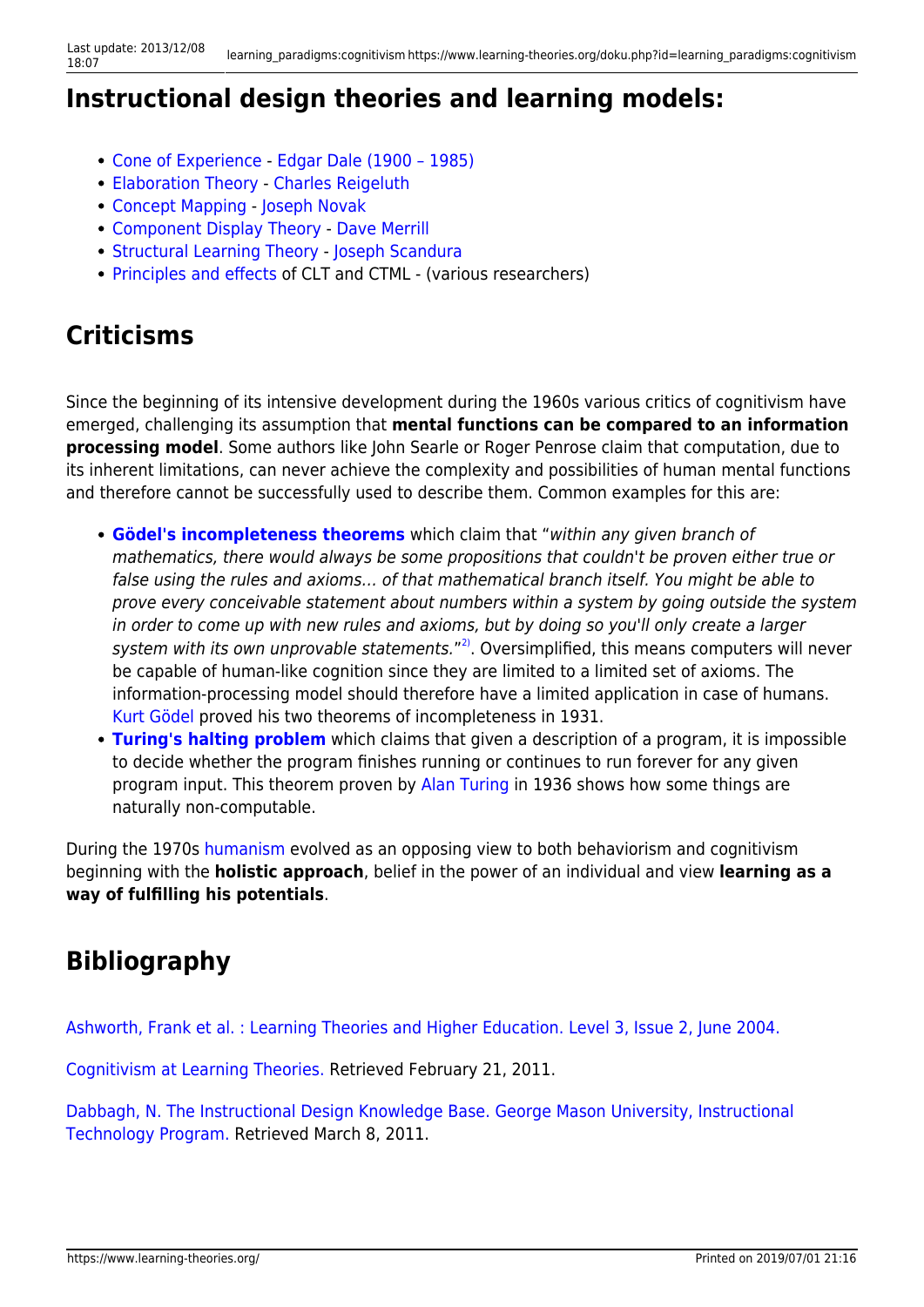## Instructional design theories and learning models:

- Cone of Experience - Edgar Dale (1900 – 1985)
- Elaboration Theory - Charles Reigeluth
- Concept Mapping - Joseph Novak
- Component Display Theory - Dave Merrill
- Structural Learning Theory - Joseph Scandura
- Principles and effects of CLT and CTML - (various researchers)

## Criticisms

Since the beginning of its intensive development during the 1960s various critics of cognitivism have emerged, challenging its assumption that **mental functions can be compared to an information processing model**. Some authors like John Searle or Roger Penrose claim that computation, due to its inherent limitations, can never achieve the complexity and possibilities of human mental functions and therefore cannot be successfully used to describe them. Common examples for this are:

- **Gödel's incompleteness theorems** which claim that "*within any given branch of mathematics, there would always be some propositions that couldn't be proven either true or false using the rules and axioms… of that mathematical branch itself. You might be able to prove every conceivable statement about numbers within a system by going outside the system in order to come up with new rules and axioms, but by doing so you'll only create a larger system with its own unprovable statements.*"[2]. Oversimplified, this means computers will never be capable of human-like cognition since they are limited to a limited set of axioms. The information-processing model should therefore have a limited application in case of humans. Kurt Gödel proved his two theorems of incompleteness in 1931.
- **Turing's halting problem** which claims that given a description of a program, it is impossible to decide whether the program finishes running or continues to run forever for any given program input. This theorem proven by Alan Turing in 1936 shows how some things are naturally non-computable.

During the 1970s humanism evolved as an opposing view to both behaviorism and cognitivism beginning with the **holistic approach**, belief in the power of an individual and view **learning as a way of fulfilling his potentials**.

## Bibliography

Ashworth, Frank et al. : Learning Theories and Higher Education. Level 3, Issue 2, June 2004.

Cognitivism at Learning Theories. Retrieved February 21, 2011.

Dabbagh, N. The Instructional Design Knowledge Base. George Mason University, Instructional Technology Program. Retrieved March 8, 2011.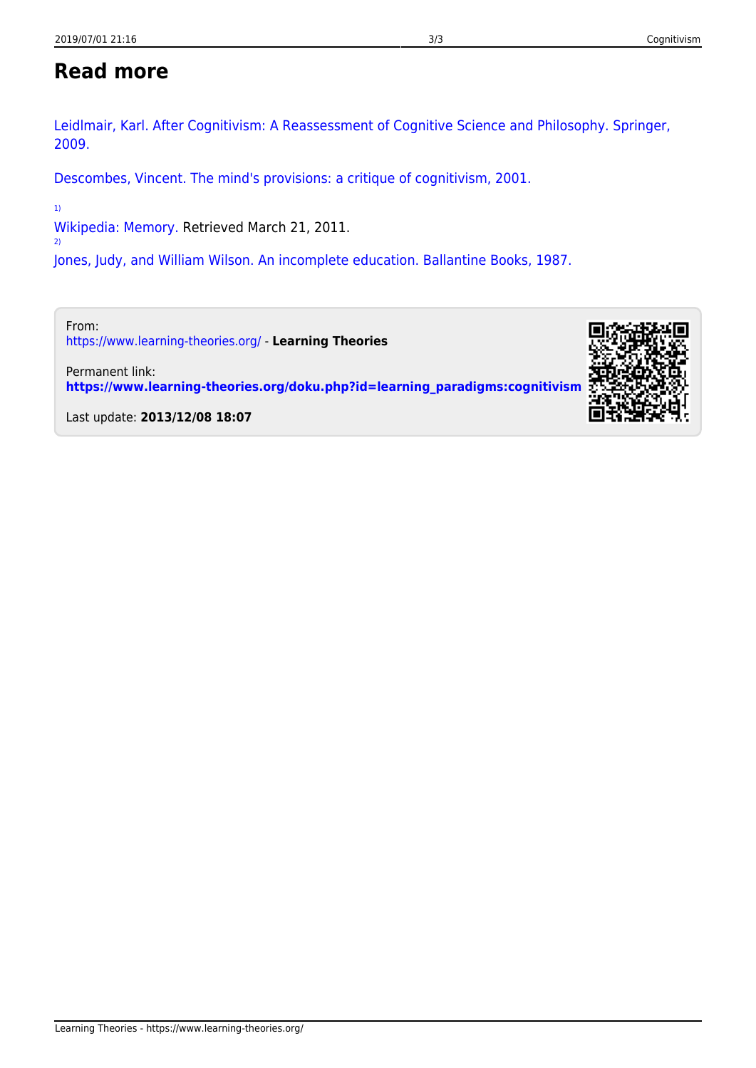## Read more

Leidlmair, Karl. After Cognitivism: A Reassessment of Cognitive Science and Philosophy. Springer, 2009.

Descombes, Vincent. The mind's provisions: a critique of cognitivism, 2001.

[1] Wikipedia: Memory. Retrieved March 21, 2011.

[2] Jones, Judy, and William Wilson. An incomplete education. Ballantine Books, 1987.

From:
https://www.learning-theories.org/ - **Learning Theories**

Permanent link:
**https://www.learning-theories.org/doku.php?id=learning_paradigms:cognitivism**

Last update: **2013/12/08 18:07**